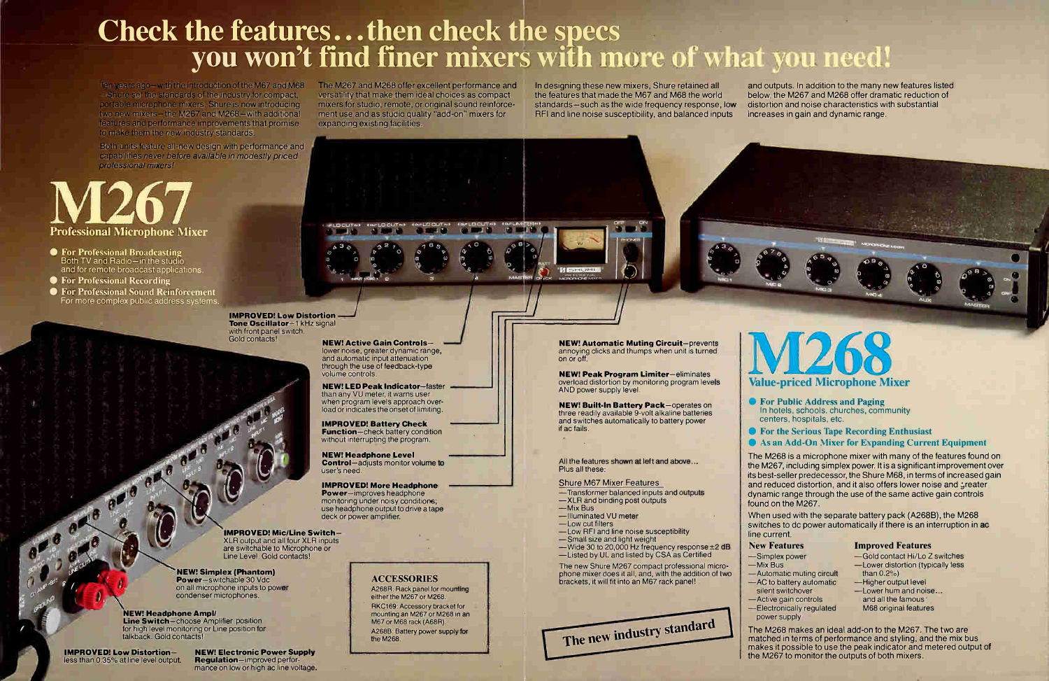# Check the features...then check the specs you won't find finer mixers with more of what you need!

Ten years ago—with the introduction of the M67 and M68—Shure set the standards of the industry for compact, portable microphone mixers. Shure is now introducing two new mixers—the M267 and M268—with additional features and performance improvements that promise to make them the *new* industry standards.

Both units feature all-new design with performance and capabilities *never before available in modestly priced professional mixers!*

The M267 and M268 offer excellent performance and versatility that make them ideal choices as compact mixers for studio, remote, or original sound reinforcement use and as studio quality "add-on" mixers for expanding existing facilities.

In designing these new mixers, Shure retained all the features that made the M67 and M68 the world standards—such as the wide frequency response, low RFI and line noise susceptibility, and balanced inputs and outputs. In addition to the many new features listed below, the M267 and M268 offer dramatic reduction of distortion and noise characteristics with substantial increases in gain and dynamic range.

# M267

## Professional Microphone Mixer

- **For Professional Broadcasting**
  Both TV and Radio—in the studio and for remote broadcast applications.
- **For Professional Recording**
- **For Professional Sound Reinforcement**
  For more complex public address systems.

**IMPROVED! Low Distortion Tone Oscillator**—1 kHz signal with front panel switch. Gold contacts!

**NEW! Active Gain Controls**—lower noise, greater dynamic range, and automatic input attenuation through the use of feedback-type volume controls.

**NEW! LED Peak Indicator**—faster than any VU meter, it warns user when program levels approach overload or indicates the onset of limiting.

**IMPROVED! Battery Check Function**—check battery condition without interrupting the program.

**NEW! Headphone Level Control**—adjusts monitor volume to user's need.

**IMPROVED! More Headphone Power**—improves headphone monitoring under noisy conditions; use headphone output to drive a tape deck or power amplifier.

**IMPROVED! Mic/Line Switch**—XLR output and all four XLR inputs are switchable to Microphone or Line Level. Gold contacts!

**NEW! Simplex (Phantom) Power**—switchable 30 Vdc on all microphone inputs to power condenser microphones.

**NEW! Headphone Ampl/Line Switch**—choose Amplifier position for high level monitoring or Line position for talkback. Gold contacts!

**IMPROVED! Low Distortion**—less than 0.35% at line level output.

**NEW! Electronic Power Supply Regulation**—improved performance on low or high ac line voltage.

**NEW! Automatic Muting Circuit**—prevents annoying clicks and thumps when unit is turned on or off.

**NEW! Peak Program Limiter**—eliminates overload distortion by monitoring program levels AND power supply level.

**NEW! Built-In Battery Pack**—operates on three readily available 9-volt alkaline batteries and switches automatically to battery power if ac fails.

All the features shown at left and above... Plus all these:

Shure M67 Mixer Features

- Transformer balanced inputs and outputs
- XLR and binding post outputs
- Mix Bus
- Illuminated VU meter
- Low cut filters
- Low RFI and line noise susceptibility
- Small size and light weight
- Wide 30 to 20,000 Hz frequency response ±2 dB
- Listed by UL and listed by CSA as Certified

The new Shure M267 compact professional microphone mixer does it all, and, with the addition of two brackets, it will fit into an M67 rack panel!

### ACCESSORIES

A268R: Rack panel for mounting either the M267 or M268.

RKC169: Accessory bracket for mounting an M267 or M268 in an M67 or M68 rack (A68R).

A268B: Battery power supply for the M268.

**The new industry standard**

# M268

## Value-priced Microphone Mixer

- **For Public Address and Paging**
  In hotels, schools, churches, community centers, hospitals, etc.
- **For the Serious Tape Recording Enthusiast**
- **As an Add-On Mixer for Expanding Current Equipment**

The M268 is a microphone mixer with many of the features found on the M267, including simplex power. It is a significant improvement over its best-seller predecessor, the Shure M68, in terms of increased gain and reduced distortion, and it also offers lower noise and greater dynamic range through the use of the same active gain controls found on the M267.

When used with the separate battery pack (A268B), the M268 switches to dc power automatically if there is an interruption in ac line current.

**New Features**

- Simplex power
- Mix Bus
- Automatic muting circuit
- AC to battery automatic silent switchover
- Active gain controls
- Electronically regulated power supply

**Improved Features**

- Gold contact Hi/Lo Z switches
- Lower distortion (typically less than 0.2%)
- Higher output level
- Lower hum and noise... and all the famous M68 original features

The M268 makes an ideal add-on to the M267. The two are matched in terms of performance and styling, and the mix bus makes it possible to use the peak indicator and metered output of the M267 to monitor the outputs of both mixers.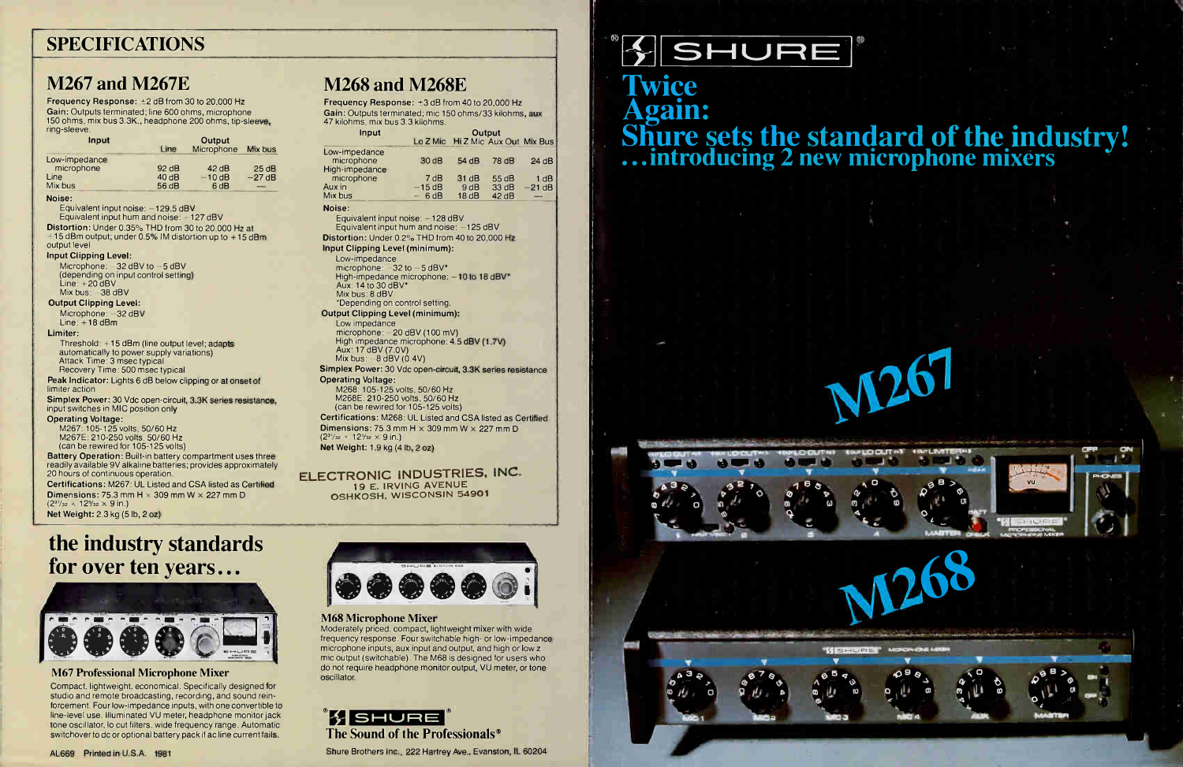## SPECIFICATIONS

### M267 and M267E

**Frequency Response:** ±2 dB from 30 to 20,000 Hz

**Gain:** Outputs terminated; line 600 ohms, microphone 150 ohms, mix bus 3.3K., headphone 200 ohms, tip-sleeve, ring-sleeve.

| Input | Output | | |
|---|---|---|---|
| | Line | Microphone | Mix bus |
| Low-impedance microphone | 92 dB | 42 dB | 25 dB |
| Line | 40 dB | −10 dB | −27 dB |
| Mix bus | 56 dB | 6 dB | — |

**Noise:**
Equivalent input noise: −129.5 dBV
Equivalent input hum and noise: −127 dBV

**Distortion:** Under 0.35% THD from 30 to 20,000 Hz at +15 dBm output; under 0.5% IM distortion up to +15 dBm output level

**Input Clipping Level:**
Microphone: −32 dBV to −5 dBV (depending on input control setting)
Line: +20 dBV
Mix bus: −38 dBV

**Output Clipping Level:**
Microphone: −32 dBV
Line: +18 dBm

**Limiter:**
Threshold: +15 dBm (line output level; adapts automatically to power supply variations)
Attack Time: 3 msec typical
Recovery Time: 500 msec typical

**Peak Indicator:** Lights 6 dB below clipping or at onset of limiter action

**Simplex Power:** 30 Vdc open-circuit, 3.3K series resistance, input switches in MIC position only

**Operating Voltage:**
M267: 105-125 volts, 50/60 Hz
M267E: 210-250 volts, 50/60 Hz
(can be rewired for 105-125 volts)

**Battery Operation:** Built-in battery compartment uses three readily available 9V alkaline batteries; provides approximately 20 hours of continuous operation.

**Certifications:** M267: UL Listed and CSA listed as Certified

**Dimensions:** 75.3 mm H × 309 mm W × 227 mm D (2²¹⁄₃₂ × 12⁵⁄₃₂ × 9 in.)

**Net Weight:** 2.3 kg (5 lb, 2 oz)

### M268 and M268E

**Frequency Response:** +3 dB from 40 to 20,000 Hz

**Gain:** Outputs terminated; mic 150 ohms/33 kilohms, aux 47 kilohms, mix bus 3.3 kilohms.

| Input | Output | | | |
|---|---|---|---|---|
| | Lo Z Mic | Hi Z Mic | Aux Out | Mix Bus |
| Low-impedance microphone | 30 dB | 54 dB | 78 dB | 24 dB |
| High-impedance microphone | 7 dB | 31 dB | 55 dB | 1 dB |
| Aux in | −15 dB | 9 dB | 33 dB | −21 dB |
| Mix bus | −6 dB | 18 dB | 42 dB | — |

**Noise:**
Equivalent input noise: −128 dBV
Equivalent input hum and noise: −125 dBV

**Distortion:** Under 0.2% THD from 40 to 20,000 Hz

**Input Clipping Level (minimum):**
Low-impedance microphone: −32 to −5 dBV*
High-impedance microphone: −10 to 18 dBV*
Aux: 14 to 30 dBV*
Mix bus: 8 dBV
*Depending on control setting.

**Output Clipping Level (minimum):**
Low impedance microphone: −20 dBV (100 mV)
High impedance microphone: 4.5 dBV (1.7V)
Aux: 17 dBV (7.0V)
Mix bus: −8 dBV (0.4V)

**Simplex Power:** 30 Vdc open-circuit, 3.3K series resistance

**Operating Voltage:**
M268: 105-125 volts, 50/60 Hz
M268E: 210-250 volts, 50/60 Hz
(can be rewired for 105-125 volts)

**Certifications:** M268: UL Listed and CSA listed as Certified

**Dimensions:** 75.3 mm H × 309 mm W × 227 mm D (2²¹⁄₃₂ × 12⁵⁄₃₂ × 9 in.)

**Net Weight:** 1.9 kg (4 lb, 2 oz)

ELECTRONIC INDUSTRIES, INC.
19 E. IRVING AVENUE
OSHKOSH, WISCONSIN 54901

## the industry standards for over ten years...

### M67 Professional Microphone Mixer

Compact, lightweight, economical. Specifically designed for studio and remote broadcasting, recording, and sound reinforcement. Four low-impedance inputs, with one convertible to line-level use. Illuminated VU meter, headphone monitor jack tone oscillator, lo cut filters, wide frequency range. Automatic switchover to dc or optional battery pack if ac line current fails.

### M68 Microphone Mixer

Moderately priced, compact, lightweight mixer with wide frequency response. Four switchable high- or low-impedance microphone inputs, aux input and output, and high or low z mic output (switchable). The M68 is designed for users who do not require headphone monitor output, VU meter, or tone oscillator.

SHURE®
**The Sound of the Professionals®**

Shure Brothers Inc., 222 Hartrey Ave., Evanston, IL 60204

AL669 Printed in U.S.A. 1981

# SHURE

# Twice Again: Shure sets the standard of the industry!

## ...introducing 2 new microphone mixers

M267

M268